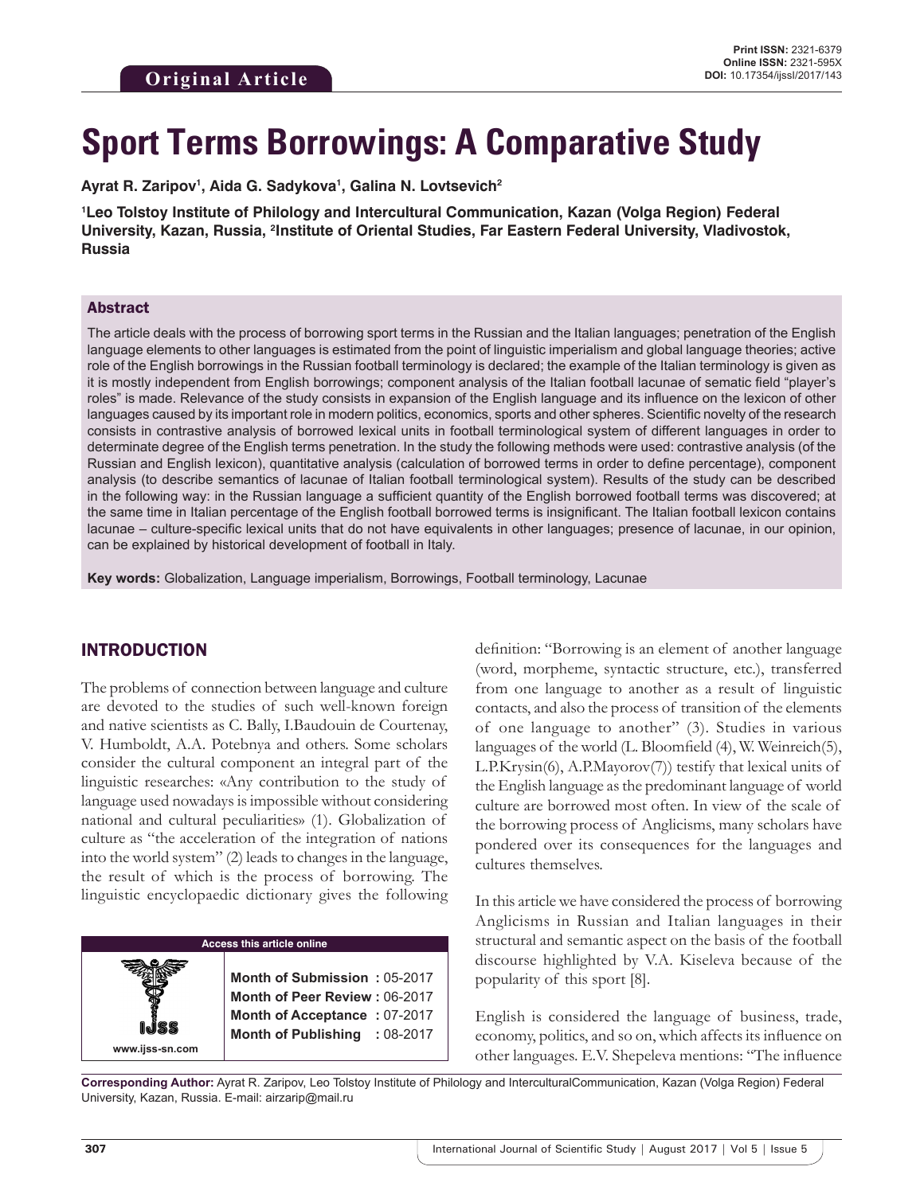**Original Article**

**Print ISSN:** 2321-6379
**Online ISSN:** 2321-595X
**DOI:** 10.17354/ijssI/2017/143

# Sport Terms Borrowings: A Comparative Study

**Ayrat R. Zaripov[1], Aida G. Sadykova[1], Galina N. Lovtsevich[2]**

**[1]Leo Tolstoy Institute of Philology and Intercultural Communication, Kazan (Volga Region) Federal University, Kazan, Russia, [2]Institute of Oriental Studies, Far Eastern Federal University, Vladivostok, Russia**

## Abstract

The article deals with the process of borrowing sport terms in the Russian and the Italian languages; penetration of the English language elements to other languages is estimated from the point of linguistic imperialism and global language theories; active role of the English borrowings in the Russian football terminology is declared; the example of the Italian terminology is given as it is mostly independent from English borrowings; component analysis of the Italian football lacunae of sematic field "player's roles" is made. Relevance of the study consists in expansion of the English language and its influence on the lexicon of other languages caused by its important role in modern politics, economics, sports and other spheres. Scientific novelty of the research consists in contrastive analysis of borrowed lexical units in football terminological system of different languages in order to determinate degree of the English terms penetration. In the study the following methods were used: contrastive analysis (of the Russian and English lexicon), quantitative analysis (calculation of borrowed terms in order to define percentage), component analysis (to describe semantics of lacunae of Italian football terminological system). Results of the study can be described in the following way: in the Russian language a sufficient quantity of the English borrowed football terms was discovered; at the same time in Italian percentage of the English football borrowed terms is insignificant. The Italian football lexicon contains lacunae – culture-specific lexical units that do not have equivalents in other languages; presence of lacunae, in our opinion, can be explained by historical development of football in Italy.

**Key words:** Globalization, Language imperialism, Borrowings, Football terminology, Lacunae

## INTRODUCTION

The problems of connection between language and culture are devoted to the studies of such well-known foreign and native scientists as C. Bally, I.Baudouin de Courtenay, V. Humboldt, A.A. Potebnya and others. Some scholars consider the cultural component an integral part of the linguistic researches: «Any contribution to the study of language used nowadays is impossible without considering national and cultural peculiarities» (1). Globalization of culture as "the acceleration of the integration of nations into the world system" (2) leads to changes in the language, the result of which is the process of borrowing. The linguistic encyclopaedic dictionary gives the following definition: "Borrowing is an element of another language (word, morpheme, syntactic structure, etc.), transferred from one language to another as a result of linguistic contacts, and also the process of transition of the elements of one language to another" (3). Studies in various languages of the world (L. Bloomfield (4), W. Weinreich(5), L.P.Krysin(6), A.P.Mayorov(7)) testify that lexical units of the English language as the predominant language of world culture are borrowed most often. In view of the scale of the borrowing process of Anglicisms, many scholars have pondered over its consequences for the languages and cultures themselves.

| Access this article online | |
|---|---|
| IJSS www.ijss-sn.com | **Month of Submission :** 05-2017 |
| | **Month of Peer Review :** 06-2017 |
| | **Month of Acceptance :** 07-2017 |
| | **Month of Publishing :** 08-2017 |

In this article we have considered the process of borrowing Anglicisms in Russian and Italian languages in their structural and semantic aspect on the basis of the football discourse highlighted by V.A. Kiseleva because of the popularity of this sport [8].

English is considered the language of business, trade, economy, politics, and so on, which affects its influence on other languages. E.V. Shepeleva mentions: "The influence

**Corresponding Author:** Ayrat R. Zaripov, Leo Tolstoy Institute of Philology and InterculturalCommunication, Kazan (Volga Region) Federal University, Kazan, Russia. E-mail: airzarip@mail.ru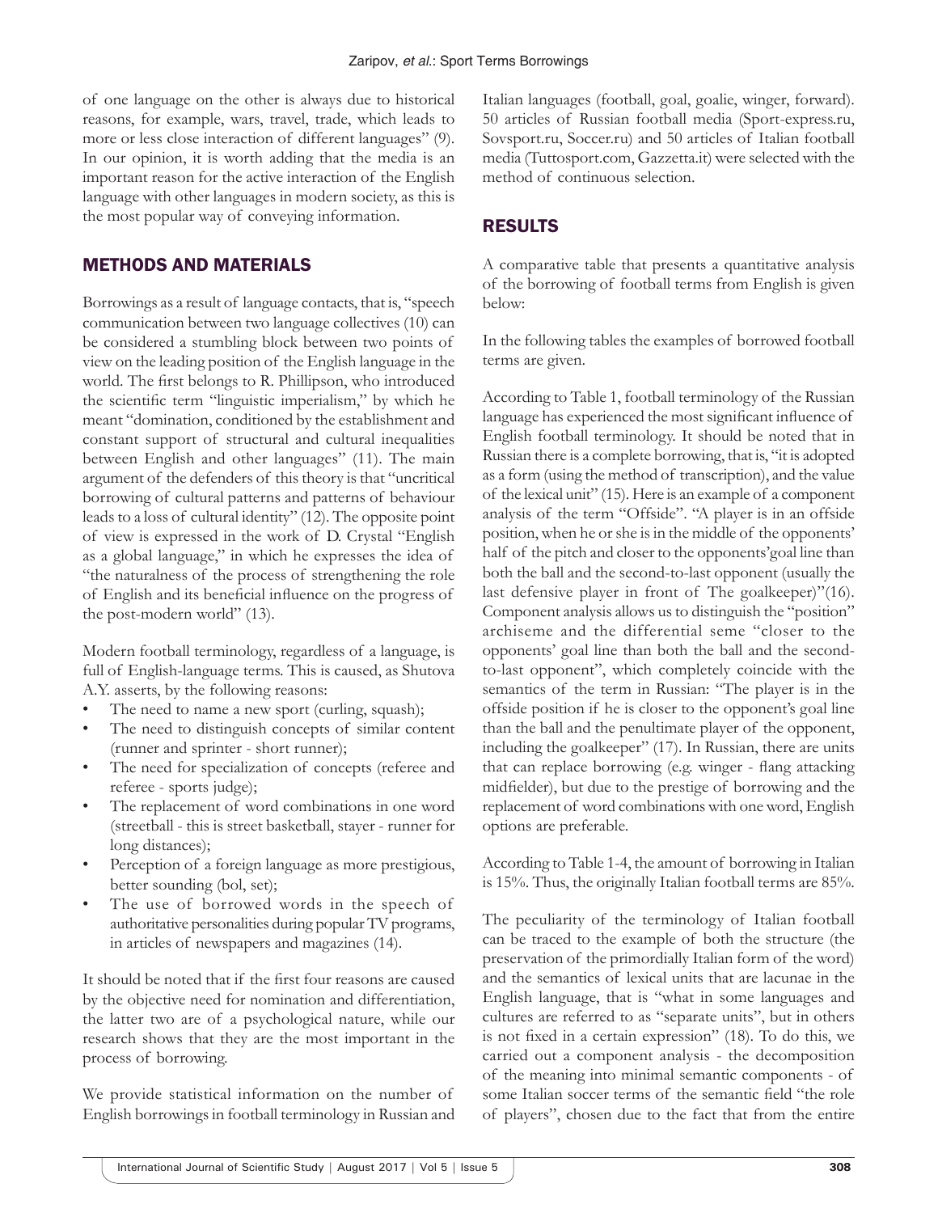of one language on the other is always due to historical reasons, for example, wars, travel, trade, which leads to more or less close interaction of different languages" (9). In our opinion, it is worth adding that the media is an important reason for the active interaction of the English language with other languages in modern society, as this is the most popular way of conveying information.

## METHODS AND MATERIALS

Borrowings as a result of language contacts, that is, "speech communication between two language collectives (10) can be considered a stumbling block between two points of view on the leading position of the English language in the world. The first belongs to R. Phillipson, who introduced the scientific term "linguistic imperialism," by which he meant "domination, conditioned by the establishment and constant support of structural and cultural inequalities between English and other languages" (11). The main argument of the defenders of this theory is that "uncritical borrowing of cultural patterns and patterns of behaviour leads to a loss of cultural identity" (12). The opposite point of view is expressed in the work of D. Crystal "English as a global language," in which he expresses the idea of "the naturalness of the process of strengthening the role of English and its beneficial influence on the progress of the post-modern world" (13).

Modern football terminology, regardless of a language, is full of English-language terms. This is caused, as Shutova A.Y. asserts, by the following reasons:

- The need to name a new sport (curling, squash);
- The need to distinguish concepts of similar content (runner and sprinter - short runner);
- The need for specialization of concepts (referee and referee - sports judge);
- The replacement of word combinations in one word (streetball - this is street basketball, stayer - runner for long distances);
- Perception of a foreign language as more prestigious, better sounding (bol, set);
- The use of borrowed words in the speech of authoritative personalities during popular TV programs, in articles of newspapers and magazines (14).

It should be noted that if the first four reasons are caused by the objective need for nomination and differentiation, the latter two are of a psychological nature, while our research shows that they are the most important in the process of borrowing.

We provide statistical information on the number of English borrowings in football terminology in Russian and Italian languages (football, goal, goalie, winger, forward). 50 articles of Russian football media (Sport-express.ru, Sovsport.ru, Soccer.ru) and 50 articles of Italian football media (Tuttosport.com, Gazzetta.it) were selected with the method of continuous selection.

## RESULTS

A comparative table that presents a quantitative analysis of the borrowing of football terms from English is given below:

In the following tables the examples of borrowed football terms are given.

According to Table 1, football terminology of the Russian language has experienced the most significant influence of English football terminology. It should be noted that in Russian there is a complete borrowing, that is, "it is adopted as a form (using the method of transcription), and the value of the lexical unit" (15). Here is an example of a component analysis of the term "Offside". "A player is in an offside position, when he or she is in the middle of the opponents' half of the pitch and closer to the opponents'goal line than both the ball and the second-to-last opponent (usually the last defensive player in front of The goalkeeper)"(16). Component analysis allows us to distinguish the "position" archiseme and the differential seme "closer to the opponents' goal line than both the ball and the second-to-last opponent", which completely coincide with the semantics of the term in Russian: "The player is in the offside position if he is closer to the opponent's goal line than the ball and the penultimate player of the opponent, including the goalkeeper" (17). In Russian, there are units that can replace borrowing (e.g. winger - flang attacking midfielder), but due to the prestige of borrowing and the replacement of word combinations with one word, English options are preferable.

According to Table 1-4, the amount of borrowing in Italian is 15%. Thus, the originally Italian football terms are 85%.

The peculiarity of the terminology of Italian football can be traced to the example of both the structure (the preservation of the primordially Italian form of the word) and the semantics of lexical units that are lacunae in the English language, that is "what in some languages and cultures are referred to as "separate units", but in others is not fixed in a certain expression" (18). To do this, we carried out a component analysis - the decomposition of the meaning into minimal semantic components - of some Italian soccer terms of the semantic field "the role of players", chosen due to the fact that from the entire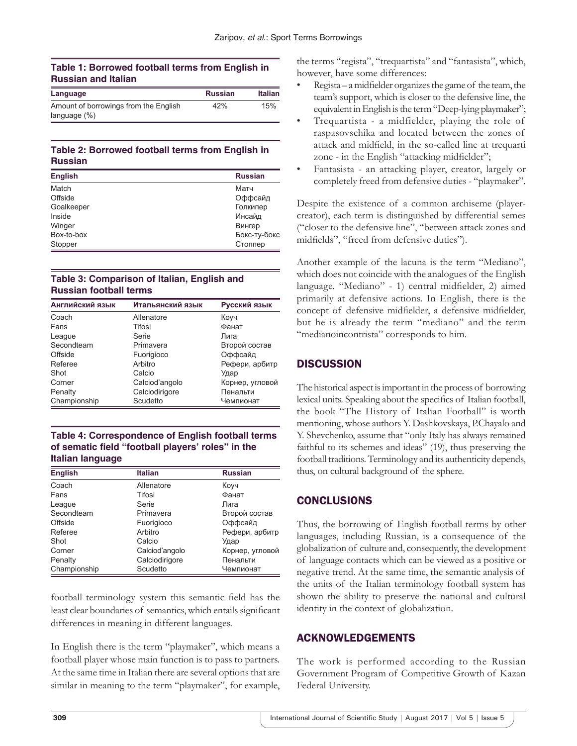**Table 1: Borrowed football terms from English in Russian and Italian**

| Language | Russian | Italian |
|---|---|---|
| Amount of borrowings from the English language (%) | 42% | 15% |

**Table 2: Borrowed football terms from English in Russian**

| English | Russian |
|---|---|
| Match | Матч |
| Offside | Оффсайд |
| Goalkeeper | Голкипер |
| Inside | Инсайд |
| Winger | Вингер |
| Box-to-box | Бокс-ту-бокс |
| Stopper | Стоппер |

**Table 3: Comparison of Italian, English and Russian football terms**

| Английский язык | Итальянский язык | Русский язык |
|---|---|---|
| Coach | Allenatore | Коуч |
| Fans | Tifosi | Фанат |
| League | Serie | Лига |
| Secondteam | Primavera | Второй состав |
| Offside | Fuorigioco | Оффсайд |
| Referee | Arbitro | Рефери, арбитр |
| Shot | Calcio | Удар |
| Corner | Calciod'angolo | Корнер, угловой |
| Penalty | Calciodirigore | Пенальти |
| Championship | Scudetto | Чемпионат |

**Table 4: Correspondence of English football terms of sematic field "football players' roles" in the Italian language**

| English | Italian | Russian |
|---|---|---|
| Coach | Allenatore | Коуч |
| Fans | Tifosi | Фанат |
| League | Serie | Лига |
| Secondteam | Primavera | Второй состав |
| Offside | Fuorigioco | Оффсайд |
| Referee | Arbitro | Рефери, арбитр |
| Shot | Calcio | Удар |
| Corner | Calciod'angolo | Корнер, угловой |
| Penalty | Calciodirigore | Пенальти |
| Championship | Scudetto | Чемпионат |

football terminology system this semantic field has the least clear boundaries of semantics, which entails significant differences in meaning in different languages.

In English there is the term "playmaker", which means a football player whose main function is to pass to partners. At the same time in Italian there are several options that are similar in meaning to the term "playmaker", for example, the terms "regista", "trequartista" and "fantasista", which, however, have some differences:

- Regista – a midfielder organizes the game of the team, the team's support, which is closer to the defensive line, the equivalent in English is the term "Deep-lying playmaker";
- Trequartista - a midfielder, playing the role of raspasovschika and located between the zones of attack and midfield, in the so-called line at trequarti zone - in the English "attacking midfielder";
- Fantasista - an attacking player, creator, largely or completely freed from defensive duties - "playmaker".

Despite the existence of a common archiseme (player-creator), each term is distinguished by differential semes ("closer to the defensive line", "between attack zones and midfields", "freed from defensive duties").

Another example of the lacuna is the term "Mediano", which does not coincide with the analogues of the English language. "Mediano" - 1) central midfielder, 2) aimed primarily at defensive actions. In English, there is the concept of defensive midfielder, a defensive midfielder, but he is already the term "mediano" and the term "medianoincontrista" corresponds to him.

## DISCUSSION

The historical aspect is important in the process of borrowing lexical units. Speaking about the specifics of Italian football, the book "The History of Italian Football" is worth mentioning, whose authors Y. Dashkovskaya, P.Chayalo and Y. Shevchenko, assume that "only Italy has always remained faithful to its schemes and ideas" (19), thus preserving the football traditions. Terminology and its authenticity depends, thus, on cultural background of the sphere.

## CONCLUSIONS

Thus, the borrowing of English football terms by other languages, including Russian, is a consequence of the globalization of culture and, consequently, the development of language contacts which can be viewed as a positive or negative trend. At the same time, the semantic analysis of the units of the Italian terminology football system has shown the ability to preserve the national and cultural identity in the context of globalization.

## ACKNOWLEDGEMENTS

The work is performed according to the Russian Government Program of Competitive Growth of Kazan Federal University.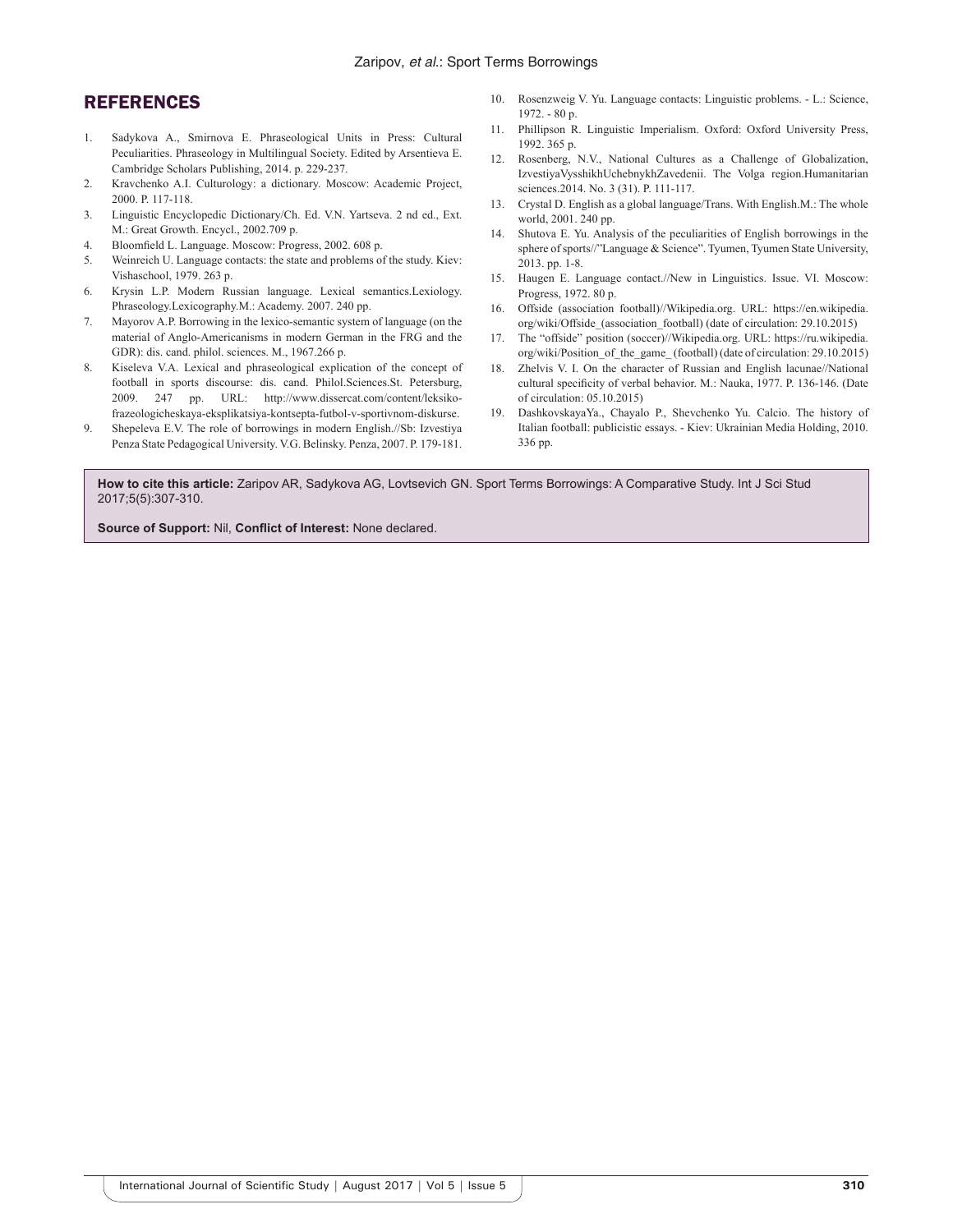## REFERENCES

1. Sadykova A., Smirnova E. Phraseological Units in Press: Cultural Peculiarities. Phraseology in Multilingual Society. Edited by Arsentieva E. Cambridge Scholars Publishing, 2014. p. 229-237.
2. Kravchenko A.I. Culturology: a dictionary. Moscow: Academic Project, 2000. P. 117-118.
3. Linguistic Encyclopedic Dictionary/Ch. Ed. V.N. Yartseva. 2 nd ed., Ext. M.: Great Growth. Encycl., 2002.709 p.
4. Bloomfield L. Language. Moscow: Progress, 2002. 608 p.
5. Weinreich U. Language contacts: the state and problems of the study. Kiev: Vishaschool, 1979. 263 p.
6. Krysin L.P. Modern Russian language. Lexical semantics.Lexiology. Phraseology.Lexicography.M.: Academy. 2007. 240 pp.
7. Mayorov A.P. Borrowing in the lexico-semantic system of language (on the material of Anglo-Americanisms in modern German in the FRG and the GDR): dis. cand. philol. sciences. M., 1967.266 p.
8. Kiseleva V.A. Lexical and phraseological explication of the concept of football in sports discourse: dis. cand. Philol.Sciences.St. Petersburg, 2009. 247 pp. URL: http://www.dissercat.com/content/leksiko-frazeologicheskaya-eksplikatsiya-kontsepta-futbol-v-sportivnom-diskurse.
9. Shepeleva E.V. The role of borrowings in modern English.//Sb: Izvestiya Penza State Pedagogical University. V.G. Belinsky. Penza, 2007. P. 179-181.
10. Rosenzweig V. Yu. Language contacts: Linguistic problems. - L.: Science, 1972. - 80 p.
11. Phillipson R. Linguistic Imperialism. Oxford: Oxford University Press, 1992. 365 p.
12. Rosenberg, N.V., National Cultures as a Challenge of Globalization, IzvestiyaVysshikhUchebnykhZavedenii. The Volga region.Humanitarian sciences.2014. No. 3 (31). P. 111-117.
13. Crystal D. English as a global language/Trans. With English.M.: The whole world, 2001. 240 pp.
14. Shutova E. Yu. Analysis of the peculiarities of English borrowings in the sphere of sports//"Language & Science". Tyumen, Tyumen State University, 2013. pp. 1-8.
15. Haugen E. Language contact.//New in Linguistics. Issue. VI. Moscow: Progress, 1972. 80 p.
16. Offside (association football)//Wikipedia.org. URL: https://en.wikipedia.org/wiki/Offside_(association_football) (date of circulation: 29.10.2015)
17. The "offside" position (soccer)//Wikipedia.org. URL: https://ru.wikipedia.org/wiki/Position_of_the_game_(football) (date of circulation: 29.10.2015)
18. Zhelvis V. I. On the character of Russian and English lacunae//National cultural specificity of verbal behavior. M.: Nauka, 1977. P. 136-146. (Date of circulation: 05.10.2015)
19. DashkovskayaYa., Chayalo P., Shevchenko Yu. Calcio. The history of Italian football: publicistic essays. - Kiev: Ukrainian Media Holding, 2010. 336 pp.

**How to cite this article:** Zaripov AR, Sadykova AG, Lovtsevich GN. Sport Terms Borrowings: A Comparative Study. Int J Sci Stud 2017;5(5):307-310.

**Source of Support:** Nil, **Conflict of Interest:** None declared.